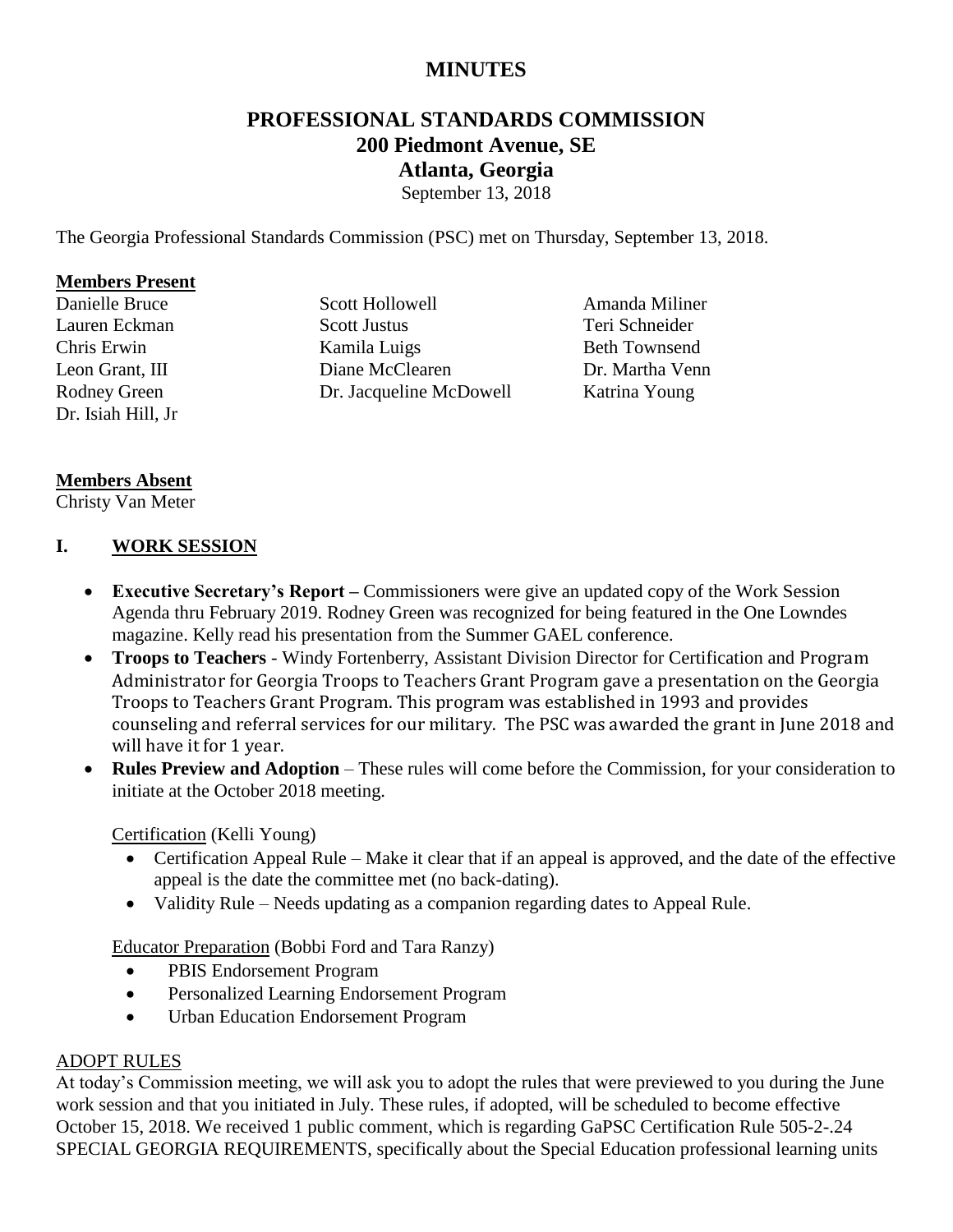# MINUTES

## PROFESSIONAL STANDARDS COMMISSION
## 200 Piedmont Avenue, SE
## Atlanta, Georgia

September 13, 2018

The Georgia Professional Standards Commission (PSC) met on Thursday, September 13, 2018.

**Members Present**

Danielle Bruce
Lauren Eckman
Chris Erwin
Leon Grant, III
Rodney Green
Dr. Isiah Hill, Jr
Scott Hollowell
Scott Justus
Kamila Luigs
Diane McClearen
Dr. Jacqueline McDowell
Amanda Miliner
Teri Schneider
Beth Townsend
Dr. Martha Venn
Katrina Young

**Members Absent**

Christy Van Meter

## I. WORK SESSION

- **Executive Secretary's Report –** Commissioners were give an updated copy of the Work Session Agenda thru February 2019. Rodney Green was recognized for being featured in the One Lowndes magazine. Kelly read his presentation from the Summer GAEL conference.
- **Troops to Teachers** - Windy Fortenberry, Assistant Division Director for Certification and Program Administrator for Georgia Troops to Teachers Grant Program gave a presentation on the Georgia Troops to Teachers Grant Program. This program was established in 1993 and provides counseling and referral services for our military. The PSC was awarded the grant in June 2018 and will have it for 1 year.
- **Rules Preview and Adoption** – These rules will come before the Commission, for your consideration to initiate at the October 2018 meeting.

  Certification (Kelli Young)
  - Certification Appeal Rule – Make it clear that if an appeal is approved, and the date of the effective appeal is the date the committee met (no back-dating).
  - Validity Rule – Needs updating as a companion regarding dates to Appeal Rule.

  Educator Preparation (Bobbi Ford and Tara Ranzy)
  - PBIS Endorsement Program
  - Personalized Learning Endorsement Program
  - Urban Education Endorsement Program

ADOPT RULES

At today's Commission meeting, we will ask you to adopt the rules that were previewed to you during the June work session and that you initiated in July. These rules, if adopted, will be scheduled to become effective October 15, 2018. We received 1 public comment, which is regarding GaPSC Certification Rule 505-2-.24 SPECIAL GEORGIA REQUIREMENTS, specifically about the Special Education professional learning units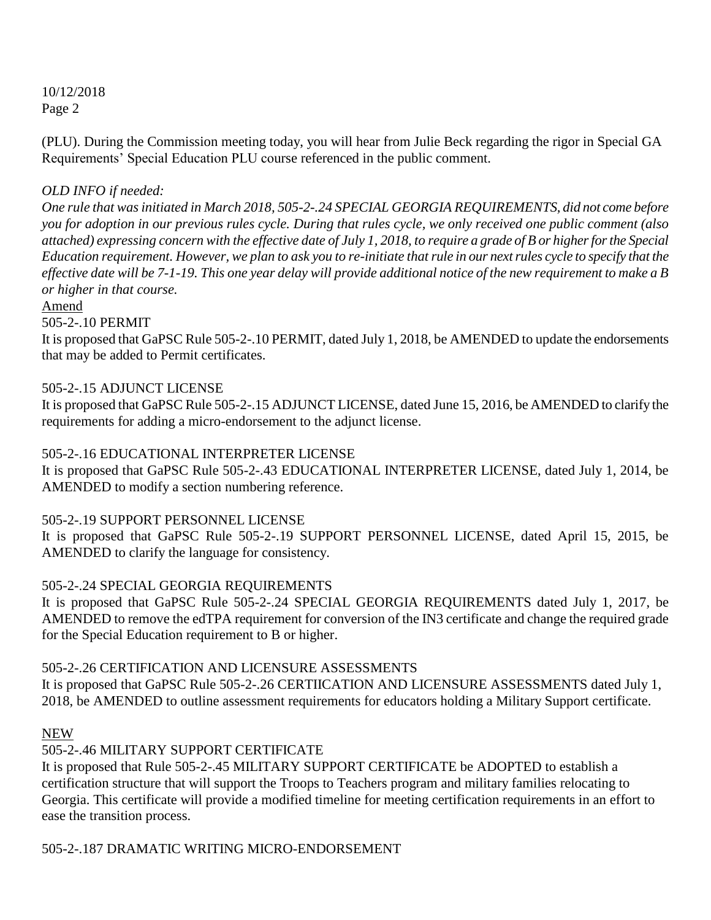(PLU). During the Commission meeting today, you will hear from Julie Beck regarding the rigor in Special GA Requirements' Special Education PLU course referenced in the public comment.

*OLD INFO if needed:*

*One rule that was initiated in March 2018, 505-2-.24 SPECIAL GEORGIA REQUIREMENTS, did not come before you for adoption in our previous rules cycle. During that rules cycle, we only received one public comment (also attached) expressing concern with the effective date of July 1, 2018, to require a grade of B or higher for the Special Education requirement. However, we plan to ask you to re-initiate that rule in our next rules cycle to specify that the effective date will be 7-1-19. This one year delay will provide additional notice of the new requirement to make a B or higher in that course.*

<u>Amend</u>

505-2-.10 PERMIT

It is proposed that GaPSC Rule 505-2-.10 PERMIT, dated July 1, 2018, be AMENDED to update the endorsements that may be added to Permit certificates.

505-2-.15 ADJUNCT LICENSE

It is proposed that GaPSC Rule 505-2-.15 ADJUNCT LICENSE, dated June 15, 2016, be AMENDED to clarify the requirements for adding a micro-endorsement to the adjunct license.

505-2-.16 EDUCATIONAL INTERPRETER LICENSE

It is proposed that GaPSC Rule 505-2-.43 EDUCATIONAL INTERPRETER LICENSE, dated July 1, 2014, be AMENDED to modify a section numbering reference.

505-2-.19 SUPPORT PERSONNEL LICENSE

It is proposed that GaPSC Rule 505-2-.19 SUPPORT PERSONNEL LICENSE, dated April 15, 2015, be AMENDED to clarify the language for consistency.

505-2-.24 SPECIAL GEORGIA REQUIREMENTS

It is proposed that GaPSC Rule 505-2-.24 SPECIAL GEORGIA REQUIREMENTS dated July 1, 2017, be AMENDED to remove the edTPA requirement for conversion of the IN3 certificate and change the required grade for the Special Education requirement to B or higher.

505-2-.26 CERTIFICATION AND LICENSURE ASSESSMENTS

It is proposed that GaPSC Rule 505-2-.26 CERTIICATION AND LICENSURE ASSESSMENTS dated July 1, 2018, be AMENDED to outline assessment requirements for educators holding a Military Support certificate.

<u>NEW</u>

505-2-.46 MILITARY SUPPORT CERTIFICATE

It is proposed that Rule 505-2-.45 MILITARY SUPPORT CERTIFICATE be ADOPTED to establish a certification structure that will support the Troops to Teachers program and military families relocating to Georgia. This certificate will provide a modified timeline for meeting certification requirements in an effort to ease the transition process.

505-2-.187 DRAMATIC WRITING MICRO-ENDORSEMENT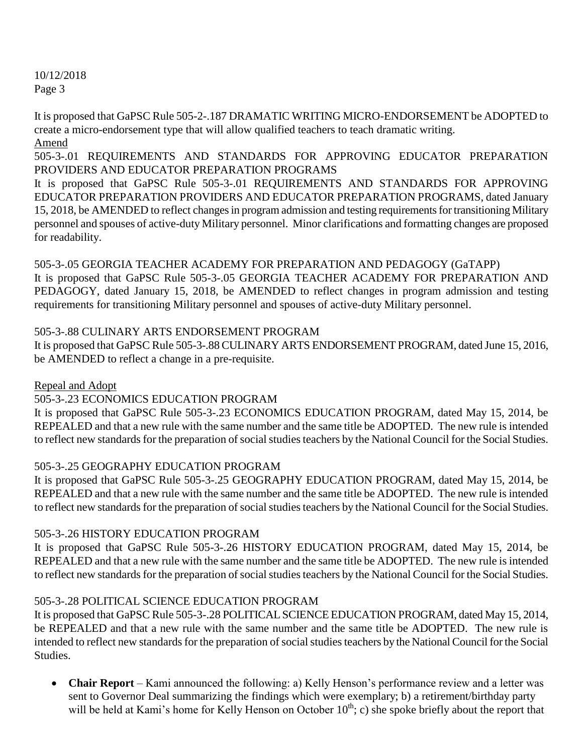It is proposed that GaPSC Rule 505-2-.187 DRAMATIC WRITING MICRO-ENDORSEMENT be ADOPTED to create a micro-endorsement type that will allow qualified teachers to teach dramatic writing.

Amend

505-3-.01 REQUIREMENTS AND STANDARDS FOR APPROVING EDUCATOR PREPARATION PROVIDERS AND EDUCATOR PREPARATION PROGRAMS

It is proposed that GaPSC Rule 505-3-.01 REQUIREMENTS AND STANDARDS FOR APPROVING EDUCATOR PREPARATION PROVIDERS AND EDUCATOR PREPARATION PROGRAMS, dated January 15, 2018, be AMENDED to reflect changes in program admission and testing requirements for transitioning Military personnel and spouses of active-duty Military personnel. Minor clarifications and formatting changes are proposed for readability.

505-3-.05 GEORGIA TEACHER ACADEMY FOR PREPARATION AND PEDAGOGY (GaTAPP)

It is proposed that GaPSC Rule 505-3-.05 GEORGIA TEACHER ACADEMY FOR PREPARATION AND PEDAGOGY, dated January 15, 2018, be AMENDED to reflect changes in program admission and testing requirements for transitioning Military personnel and spouses of active-duty Military personnel.

505-3-.88 CULINARY ARTS ENDORSEMENT PROGRAM

It is proposed that GaPSC Rule 505-3-.88 CULINARY ARTS ENDORSEMENT PROGRAM, dated June 15, 2016, be AMENDED to reflect a change in a pre-requisite.

Repeal and Adopt

505-3-.23 ECONOMICS EDUCATION PROGRAM

It is proposed that GaPSC Rule 505-3-.23 ECONOMICS EDUCATION PROGRAM, dated May 15, 2014, be REPEALED and that a new rule with the same number and the same title be ADOPTED. The new rule is intended to reflect new standards for the preparation of social studies teachers by the National Council for the Social Studies.

505-3-.25 GEOGRAPHY EDUCATION PROGRAM

It is proposed that GaPSC Rule 505-3-.25 GEOGRAPHY EDUCATION PROGRAM, dated May 15, 2014, be REPEALED and that a new rule with the same number and the same title be ADOPTED. The new rule is intended to reflect new standards for the preparation of social studies teachers by the National Council for the Social Studies.

505-3-.26 HISTORY EDUCATION PROGRAM

It is proposed that GaPSC Rule 505-3-.26 HISTORY EDUCATION PROGRAM, dated May 15, 2014, be REPEALED and that a new rule with the same number and the same title be ADOPTED. The new rule is intended to reflect new standards for the preparation of social studies teachers by the National Council for the Social Studies.

505-3-.28 POLITICAL SCIENCE EDUCATION PROGRAM

It is proposed that GaPSC Rule 505-3-.28 POLITICAL SCIENCE EDUCATION PROGRAM, dated May 15, 2014, be REPEALED and that a new rule with the same number and the same title be ADOPTED. The new rule is intended to reflect new standards for the preparation of social studies teachers by the National Council for the Social Studies.

- **Chair Report** – Kami announced the following: a) Kelly Henson's performance review and a letter was sent to Governor Deal summarizing the findings which were exemplary; b) a retirement/birthday party will be held at Kami's home for Kelly Henson on October 10th; c) she spoke briefly about the report that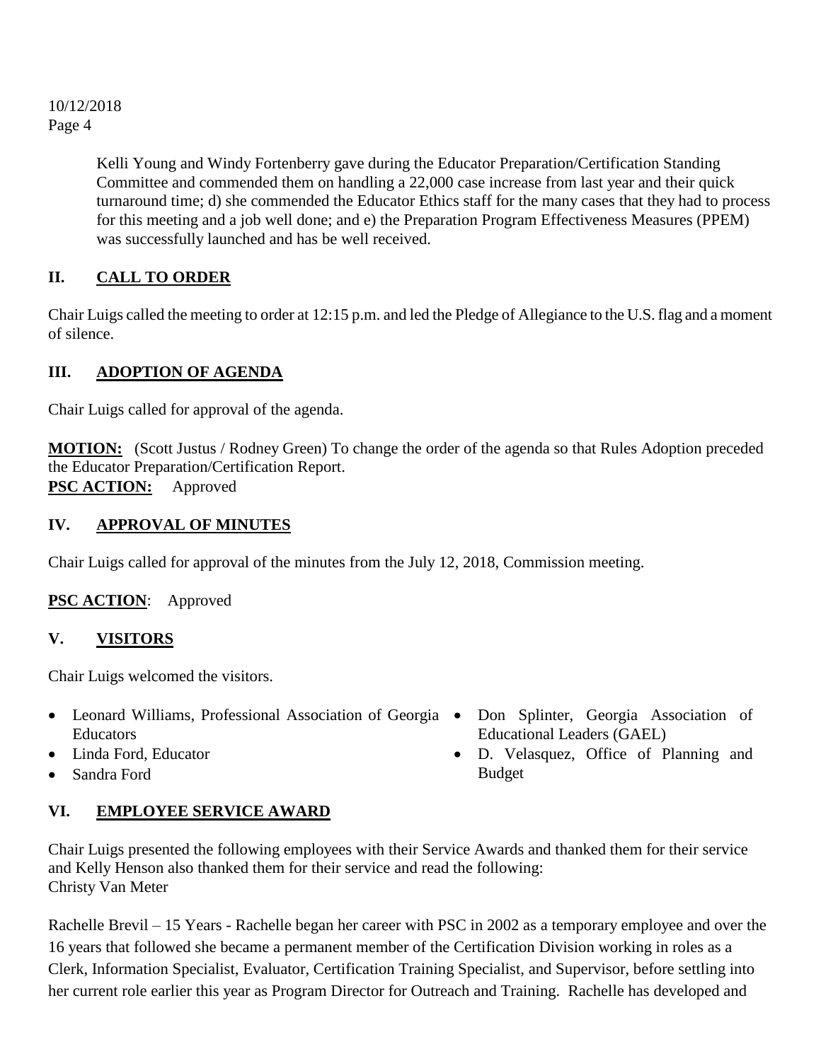Kelli Young and Windy Fortenberry gave during the Educator Preparation/Certification Standing Committee and commended them on handling a 22,000 case increase from last year and their quick turnaround time; d) she commended the Educator Ethics staff for the many cases that they had to process for this meeting and a job well done; and e) the Preparation Program Effectiveness Measures (PPEM) was successfully launched and has be well received.

## II. CALL TO ORDER

Chair Luigs called the meeting to order at 12:15 p.m. and led the Pledge of Allegiance to the U.S. flag and a moment of silence.

## III. ADOPTION OF AGENDA

Chair Luigs called for approval of the agenda.

**MOTION:** (Scott Justus / Rodney Green) To change the order of the agenda so that Rules Adoption preceded the Educator Preparation/Certification Report.
**PSC ACTION:** Approved

## IV. APPROVAL OF MINUTES

Chair Luigs called for approval of the minutes from the July 12, 2018, Commission meeting.

**PSC ACTION**: Approved

## V. VISITORS

Chair Luigs welcomed the visitors.

- Leonard Williams, Professional Association of Georgia Educators
- Linda Ford, Educator
- Sandra Ford
- Don Splinter, Georgia Association of Educational Leaders (GAEL)
- D. Velasquez, Office of Planning and Budget

## VI. EMPLOYEE SERVICE AWARD

Chair Luigs presented the following employees with their Service Awards and thanked them for their service and Kelly Henson also thanked them for their service and read the following:
Christy Van Meter

Rachelle Brevil – 15 Years - Rachelle began her career with PSC in 2002 as a temporary employee and over the 16 years that followed she became a permanent member of the Certification Division working in roles as a Clerk, Information Specialist, Evaluator, Certification Training Specialist, and Supervisor, before settling into her current role earlier this year as Program Director for Outreach and Training. Rachelle has developed and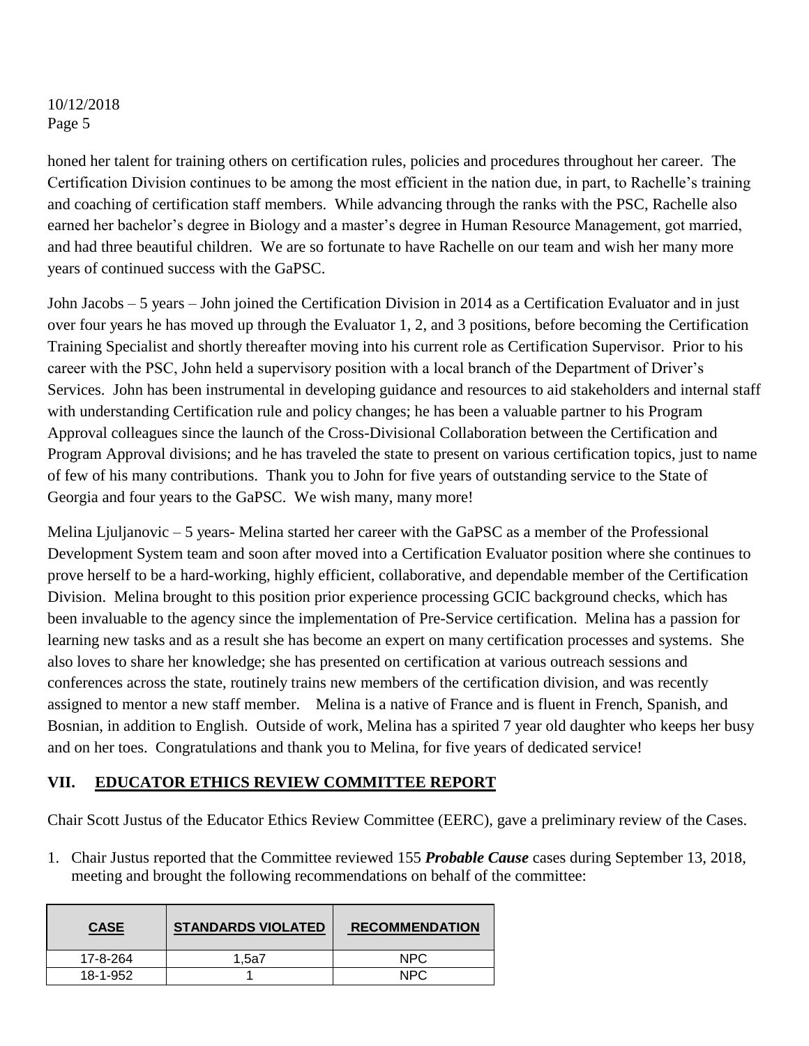honed her talent for training others on certification rules, policies and procedures throughout her career. The Certification Division continues to be among the most efficient in the nation due, in part, to Rachelle's training and coaching of certification staff members. While advancing through the ranks with the PSC, Rachelle also earned her bachelor's degree in Biology and a master's degree in Human Resource Management, got married, and had three beautiful children. We are so fortunate to have Rachelle on our team and wish her many more years of continued success with the GaPSC.

John Jacobs – 5 years – John joined the Certification Division in 2014 as a Certification Evaluator and in just over four years he has moved up through the Evaluator 1, 2, and 3 positions, before becoming the Certification Training Specialist and shortly thereafter moving into his current role as Certification Supervisor. Prior to his career with the PSC, John held a supervisory position with a local branch of the Department of Driver's Services. John has been instrumental in developing guidance and resources to aid stakeholders and internal staff with understanding Certification rule and policy changes; he has been a valuable partner to his Program Approval colleagues since the launch of the Cross-Divisional Collaboration between the Certification and Program Approval divisions; and he has traveled the state to present on various certification topics, just to name of few of his many contributions. Thank you to John for five years of outstanding service to the State of Georgia and four years to the GaPSC. We wish many, many more!

Melina Ljuljanovic – 5 years- Melina started her career with the GaPSC as a member of the Professional Development System team and soon after moved into a Certification Evaluator position where she continues to prove herself to be a hard-working, highly efficient, collaborative, and dependable member of the Certification Division. Melina brought to this position prior experience processing GCIC background checks, which has been invaluable to the agency since the implementation of Pre-Service certification. Melina has a passion for learning new tasks and as a result she has become an expert on many certification processes and systems. She also loves to share her knowledge; she has presented on certification at various outreach sessions and conferences across the state, routinely trains new members of the certification division, and was recently assigned to mentor a new staff member. Melina is a native of France and is fluent in French, Spanish, and Bosnian, in addition to English. Outside of work, Melina has a spirited 7 year old daughter who keeps her busy and on her toes. Congratulations and thank you to Melina, for five years of dedicated service!

## VII. EDUCATOR ETHICS REVIEW COMMITTEE REPORT

Chair Scott Justus of the Educator Ethics Review Committee (EERC), gave a preliminary review of the Cases.

1. Chair Justus reported that the Committee reviewed 155 ***Probable Cause*** cases during September 13, 2018, meeting and brought the following recommendations on behalf of the committee:

| CASE | STANDARDS VIOLATED | RECOMMENDATION |
|---|---|---|
| 17-8-264 | 1,5a7 | NPC |
| 18-1-952 | 1 | NPC |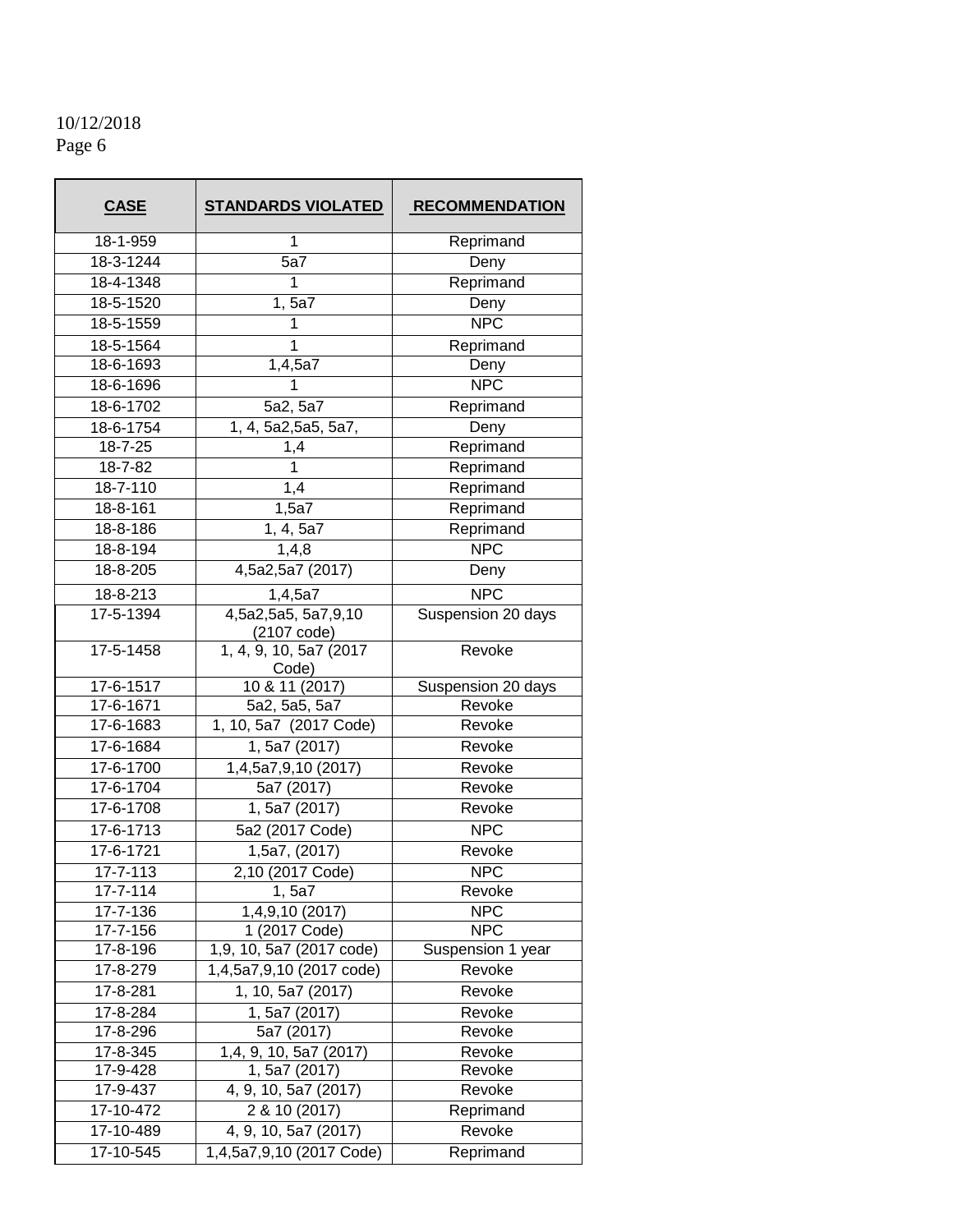10/12/2018

| CASE | STANDARDS VIOLATED | RECOMMENDATION |
| --- | --- | --- |
| 18-1-959 | 1 | Reprimand |
| 18-3-1244 | 5a7 | Deny |
| 18-4-1348 | 1 | Reprimand |
| 18-5-1520 | 1, 5a7 | Deny |
| 18-5-1559 | 1 | NPC |
| 18-5-1564 | 1 | Reprimand |
| 18-6-1693 | 1,4,5a7 | Deny |
| 18-6-1696 | 1 | NPC |
| 18-6-1702 | 5a2, 5a7 | Reprimand |
| 18-6-1754 | 1, 4, 5a2,5a5, 5a7, | Deny |
| 18-7-25 | 1,4 | Reprimand |
| 18-7-82 | 1 | Reprimand |
| 18-7-110 | 1,4 | Reprimand |
| 18-8-161 | 1,5a7 | Reprimand |
| 18-8-186 | 1, 4, 5a7 | Reprimand |
| 18-8-194 | 1,4,8 | NPC |
| 18-8-205 | 4,5a2,5a7 (2017) | Deny |
| 18-8-213 | 1,4,5a7 | NPC |
| 17-5-1394 | 4,5a2,5a5, 5a7,9,10 (2107 code) | Suspension 20 days |
| 17-5-1458 | 1, 4, 9, 10, 5a7 (2017 Code) | Revoke |
| 17-6-1517 | 10 & 11 (2017) | Suspension 20 days |
| 17-6-1671 | 5a2, 5a5, 5a7 | Revoke |
| 17-6-1683 | 1, 10, 5a7 (2017 Code) | Revoke |
| 17-6-1684 | 1, 5a7 (2017) | Revoke |
| 17-6-1700 | 1,4,5a7,9,10 (2017) | Revoke |
| 17-6-1704 | 5a7 (2017) | Revoke |
| 17-6-1708 | 1, 5a7 (2017) | Revoke |
| 17-6-1713 | 5a2 (2017 Code) | NPC |
| 17-6-1721 | 1,5a7, (2017) | Revoke |
| 17-7-113 | 2,10 (2017 Code) | NPC |
| 17-7-114 | 1, 5a7 | Revoke |
| 17-7-136 | 1,4,9,10 (2017) | NPC |
| 17-7-156 | 1 (2017 Code) | NPC |
| 17-8-196 | 1,9, 10, 5a7 (2017 code) | Suspension 1 year |
| 17-8-279 | 1,4,5a7,9,10 (2017 code) | Revoke |
| 17-8-281 | 1, 10, 5a7 (2017) | Revoke |
| 17-8-284 | 1, 5a7 (2017) | Revoke |
| 17-8-296 | 5a7 (2017) | Revoke |
| 17-8-345 | 1,4, 9, 10, 5a7 (2017) | Revoke |
| 17-9-428 | 1, 5a7 (2017) | Revoke |
| 17-9-437 | 4, 9, 10, 5a7 (2017) | Revoke |
| 17-10-472 | 2 & 10 (2017) | Reprimand |
| 17-10-489 | 4, 9, 10, 5a7 (2017) | Revoke |
| 17-10-545 | 1,4,5a7,9,10 (2017 Code) | Reprimand |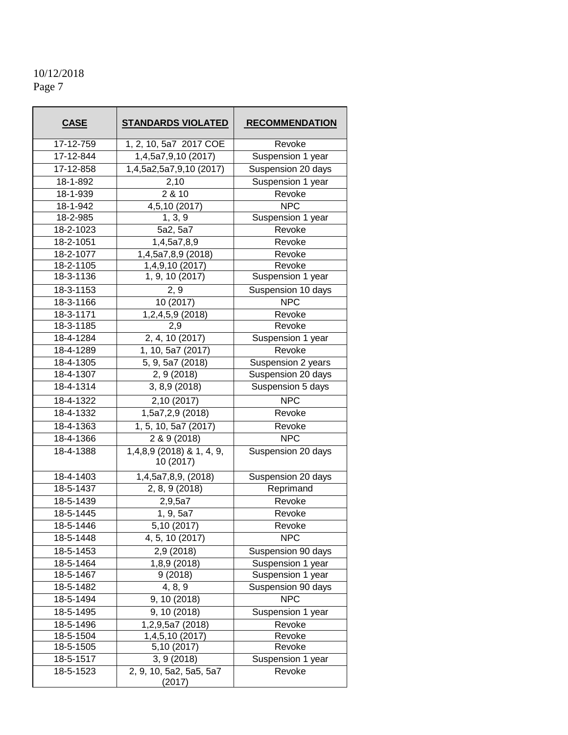10/12/2018
Page 7

| CASE | STANDARDS VIOLATED | RECOMMENDATION |
|---|---|---|
| 17-12-759 | 1, 2, 10, 5a7 2017 COE | Revoke |
| 17-12-844 | 1,4,5a7,9,10 (2017) | Suspension 1 year |
| 17-12-858 | 1,4,5a2,5a7,9,10 (2017) | Suspension 20 days |
| 18-1-892 | 2,10 | Suspension 1 year |
| 18-1-939 | 2 & 10 | Revoke |
| 18-1-942 | 4,5,10 (2017) | NPC |
| 18-2-985 | 1, 3, 9 | Suspension 1 year |
| 18-2-1023 | 5a2, 5a7 | Revoke |
| 18-2-1051 | 1,4,5a7,8,9 | Revoke |
| 18-2-1077 | 1,4,5a7,8,9 (2018) | Revoke |
| 18-2-1105 | 1,4,9,10 (2017) | Revoke |
| 18-3-1136 | 1, 9, 10 (2017) | Suspension 1 year |
| 18-3-1153 | 2, 9 | Suspension 10 days |
| 18-3-1166 | 10 (2017) | NPC |
| 18-3-1171 | 1,2,4,5,9 (2018) | Revoke |
| 18-3-1185 | 2,9 | Revoke |
| 18-4-1284 | 2, 4, 10 (2017) | Suspension 1 year |
| 18-4-1289 | 1, 10, 5a7 (2017) | Revoke |
| 18-4-1305 | 5, 9, 5a7 (2018) | Suspension 2 years |
| 18-4-1307 | 2, 9 (2018) | Suspension 20 days |
| 18-4-1314 | 3, 8,9 (2018) | Suspension 5 days |
| 18-4-1322 | 2,10 (2017) | NPC |
| 18-4-1332 | 1,5a7,2,9 (2018) | Revoke |
| 18-4-1363 | 1, 5, 10, 5a7 (2017) | Revoke |
| 18-4-1366 | 2 & 9 (2018) | NPC |
| 18-4-1388 | 1,4,8,9 (2018) & 1, 4, 9, 10 (2017) | Suspension 20 days |
| 18-4-1403 | 1,4,5a7,8,9, (2018) | Suspension 20 days |
| 18-5-1437 | 2, 8, 9 (2018) | Reprimand |
| 18-5-1439 | 2,9,5a7 | Revoke |
| 18-5-1445 | 1, 9, 5a7 | Revoke |
| 18-5-1446 | 5,10 (2017) | Revoke |
| 18-5-1448 | 4, 5, 10 (2017) | NPC |
| 18-5-1453 | 2,9 (2018) | Suspension 90 days |
| 18-5-1464 | 1,8,9 (2018) | Suspension 1 year |
| 18-5-1467 | 9 (2018) | Suspension 1 year |
| 18-5-1482 | 4, 8, 9 | Suspension 90 days |
| 18-5-1494 | 9, 10 (2018) | NPC |
| 18-5-1495 | 9, 10 (2018) | Suspension 1 year |
| 18-5-1496 | 1,2,9,5a7 (2018) | Revoke |
| 18-5-1504 | 1,4,5,10 (2017) | Revoke |
| 18-5-1505 | 5,10 (2017) | Revoke |
| 18-5-1517 | 3, 9 (2018) | Suspension 1 year |
| 18-5-1523 | 2, 9, 10, 5a2, 5a5, 5a7 (2017) | Revoke |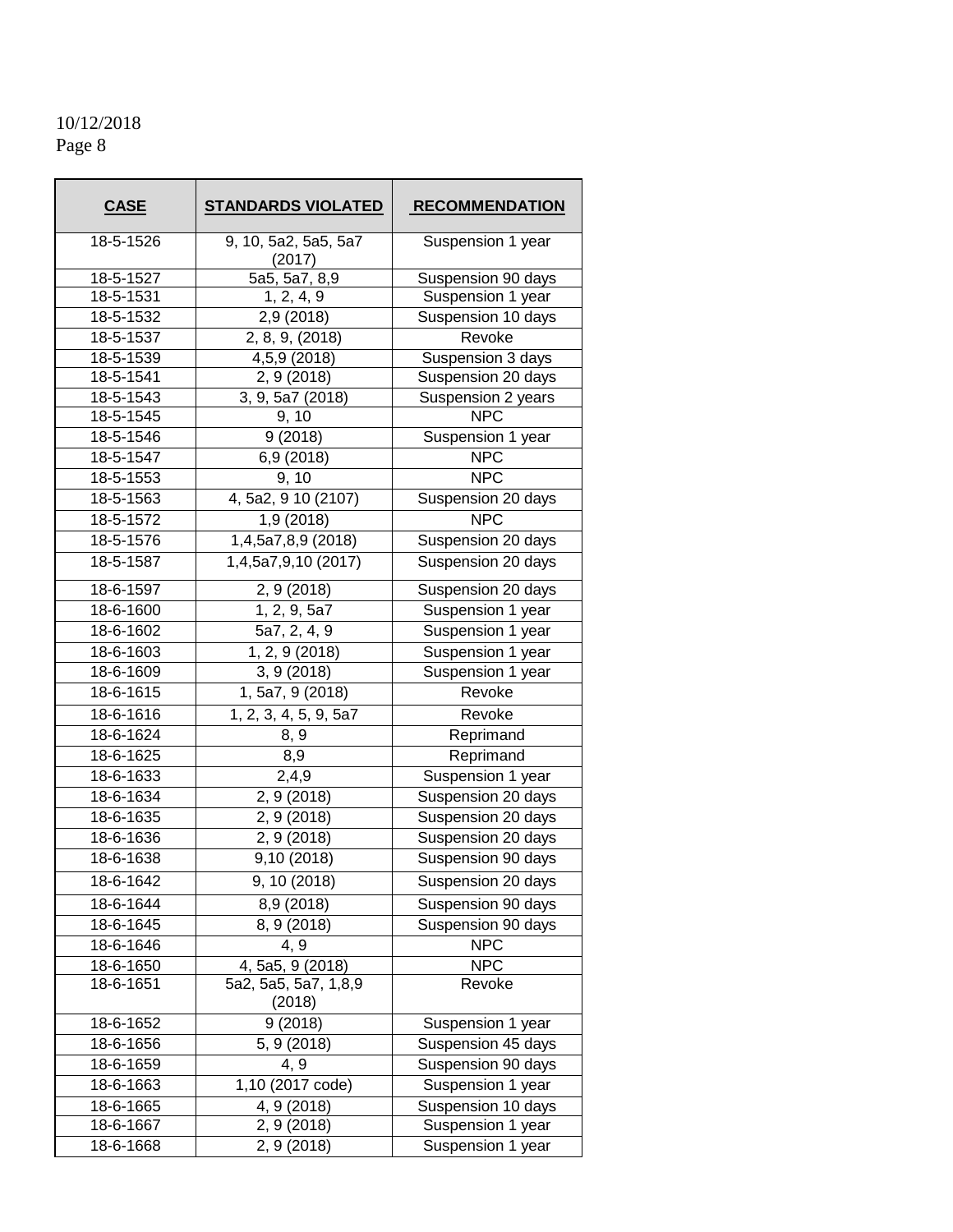10/12/2018
Page 8

| CASE | STANDARDS VIOLATED | RECOMMENDATION |
|---|---|---|
| 18-5-1526 | 9, 10, 5a2, 5a5, 5a7 (2017) | Suspension 1 year |
| 18-5-1527 | 5a5, 5a7, 8,9 | Suspension 90 days |
| 18-5-1531 | 1, 2, 4, 9 | Suspension 1 year |
| 18-5-1532 | 2,9 (2018) | Suspension 10 days |
| 18-5-1537 | 2, 8, 9, (2018) | Revoke |
| 18-5-1539 | 4,5,9 (2018) | Suspension 3 days |
| 18-5-1541 | 2, 9 (2018) | Suspension 20 days |
| 18-5-1543 | 3, 9, 5a7 (2018) | Suspension 2 years |
| 18-5-1545 | 9, 10 | NPC |
| 18-5-1546 | 9 (2018) | Suspension 1 year |
| 18-5-1547 | 6,9 (2018) | NPC |
| 18-5-1553 | 9, 10 | NPC |
| 18-5-1563 | 4, 5a2, 9 10 (2107) | Suspension 20 days |
| 18-5-1572 | 1,9 (2018) | NPC |
| 18-5-1576 | 1,4,5a7,8,9 (2018) | Suspension 20 days |
| 18-5-1587 | 1,4,5a7,9,10 (2017) | Suspension 20 days |
| 18-6-1597 | 2, 9 (2018) | Suspension 20 days |
| 18-6-1600 | 1, 2, 9, 5a7 | Suspension 1 year |
| 18-6-1602 | 5a7, 2, 4, 9 | Suspension 1 year |
| 18-6-1603 | 1, 2, 9 (2018) | Suspension 1 year |
| 18-6-1609 | 3, 9 (2018) | Suspension 1 year |
| 18-6-1615 | 1, 5a7, 9 (2018) | Revoke |
| 18-6-1616 | 1, 2, 3, 4, 5, 9, 5a7 | Revoke |
| 18-6-1624 | 8, 9 | Reprimand |
| 18-6-1625 | 8,9 | Reprimand |
| 18-6-1633 | 2,4,9 | Suspension 1 year |
| 18-6-1634 | 2, 9 (2018) | Suspension 20 days |
| 18-6-1635 | 2, 9 (2018) | Suspension 20 days |
| 18-6-1636 | 2, 9 (2018) | Suspension 20 days |
| 18-6-1638 | 9,10 (2018) | Suspension 90 days |
| 18-6-1642 | 9, 10 (2018) | Suspension 20 days |
| 18-6-1644 | 8,9 (2018) | Suspension 90 days |
| 18-6-1645 | 8, 9 (2018) | Suspension 90 days |
| 18-6-1646 | 4, 9 | NPC |
| 18-6-1650 | 4, 5a5, 9 (2018) | NPC |
| 18-6-1651 | 5a2, 5a5, 5a7, 1,8,9 (2018) | Revoke |
| 18-6-1652 | 9 (2018) | Suspension 1 year |
| 18-6-1656 | 5, 9 (2018) | Suspension 45 days |
| 18-6-1659 | 4, 9 | Suspension 90 days |
| 18-6-1663 | 1,10 (2017 code) | Suspension 1 year |
| 18-6-1665 | 4, 9 (2018) | Suspension 10 days |
| 18-6-1667 | 2, 9 (2018) | Suspension 1 year |
| 18-6-1668 | 2, 9 (2018) | Suspension 1 year |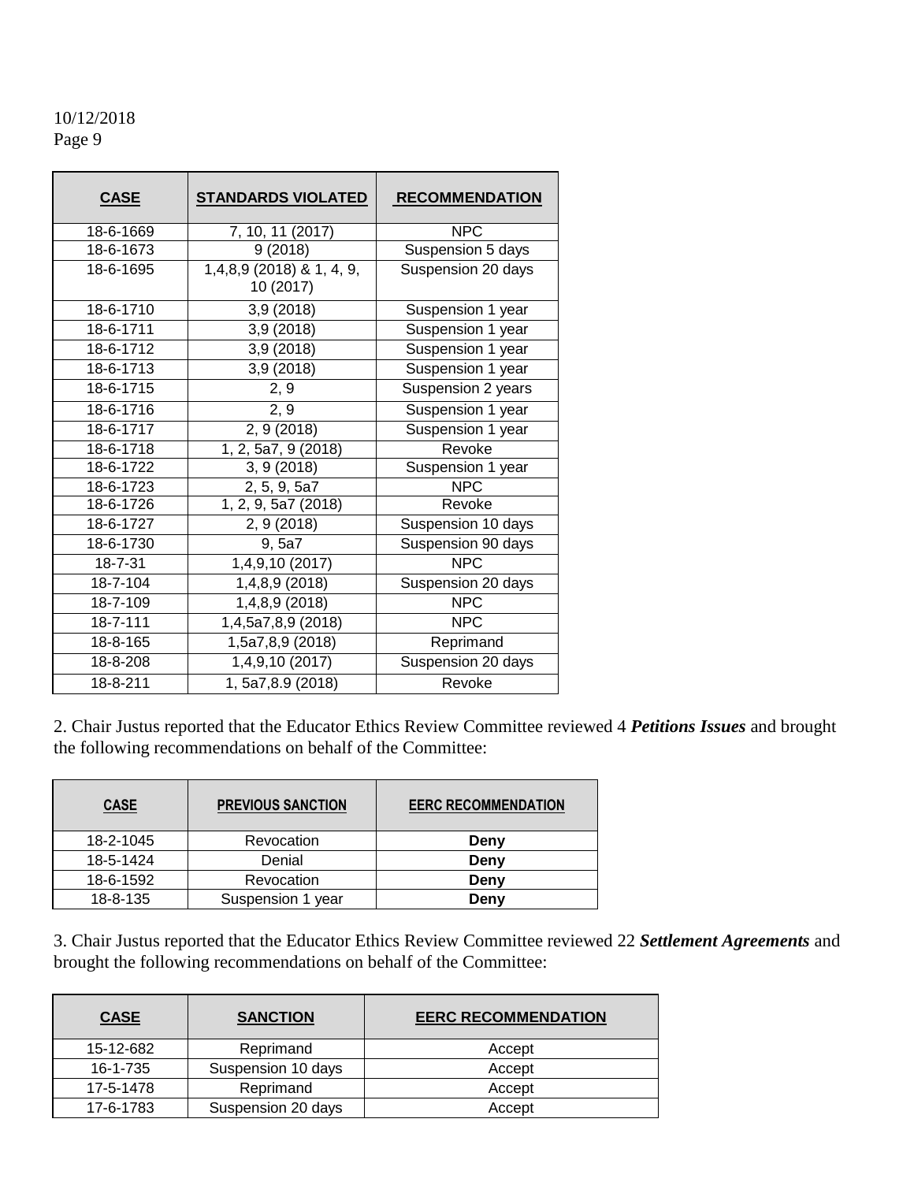10/12/2018

| CASE | STANDARDS VIOLATED | RECOMMENDATION |
|---|---|---|
| 18-6-1669 | 7, 10, 11 (2017) | NPC |
| 18-6-1673 | 9 (2018) | Suspension 5 days |
| 18-6-1695 | 1,4,8,9 (2018) & 1, 4, 9, 10 (2017) | Suspension 20 days |
| 18-6-1710 | 3,9 (2018) | Suspension 1 year |
| 18-6-1711 | 3,9 (2018) | Suspension 1 year |
| 18-6-1712 | 3,9 (2018) | Suspension 1 year |
| 18-6-1713 | 3,9 (2018) | Suspension 1 year |
| 18-6-1715 | 2, 9 | Suspension 2 years |
| 18-6-1716 | 2, 9 | Suspension 1 year |
| 18-6-1717 | 2, 9 (2018) | Suspension 1 year |
| 18-6-1718 | 1, 2, 5a7, 9 (2018) | Revoke |
| 18-6-1722 | 3, 9 (2018) | Suspension 1 year |
| 18-6-1723 | 2, 5, 9, 5a7 | NPC |
| 18-6-1726 | 1, 2, 9, 5a7 (2018) | Revoke |
| 18-6-1727 | 2, 9 (2018) | Suspension 10 days |
| 18-6-1730 | 9, 5a7 | Suspension 90 days |
| 18-7-31 | 1,4,9,10 (2017) | NPC |
| 18-7-104 | 1,4,8,9 (2018) | Suspension 20 days |
| 18-7-109 | 1,4,8,9 (2018) | NPC |
| 18-7-111 | 1,4,5a7,8,9 (2018) | NPC |
| 18-8-165 | 1,5a7,8,9 (2018) | Reprimand |
| 18-8-208 | 1,4,9,10 (2017) | Suspension 20 days |
| 18-8-211 | 1, 5a7,8.9 (2018) | Revoke |

2. Chair Justus reported that the Educator Ethics Review Committee reviewed 4 ***Petitions Issues*** and brought the following recommendations on behalf of the Committee:

| CASE | PREVIOUS SANCTION | EERC RECOMMENDATION |
|---|---|---|
| 18-2-1045 | Revocation | **Deny** |
| 18-5-1424 | Denial | **Deny** |
| 18-6-1592 | Revocation | **Deny** |
| 18-8-135 | Suspension 1 year | **Deny** |

3. Chair Justus reported that the Educator Ethics Review Committee reviewed 22 ***Settlement Agreements*** and brought the following recommendations on behalf of the Committee:

| CASE | SANCTION | EERC RECOMMENDATION |
|---|---|---|
| 15-12-682 | Reprimand | Accept |
| 16-1-735 | Suspension 10 days | Accept |
| 17-5-1478 | Reprimand | Accept |
| 17-6-1783 | Suspension 20 days | Accept |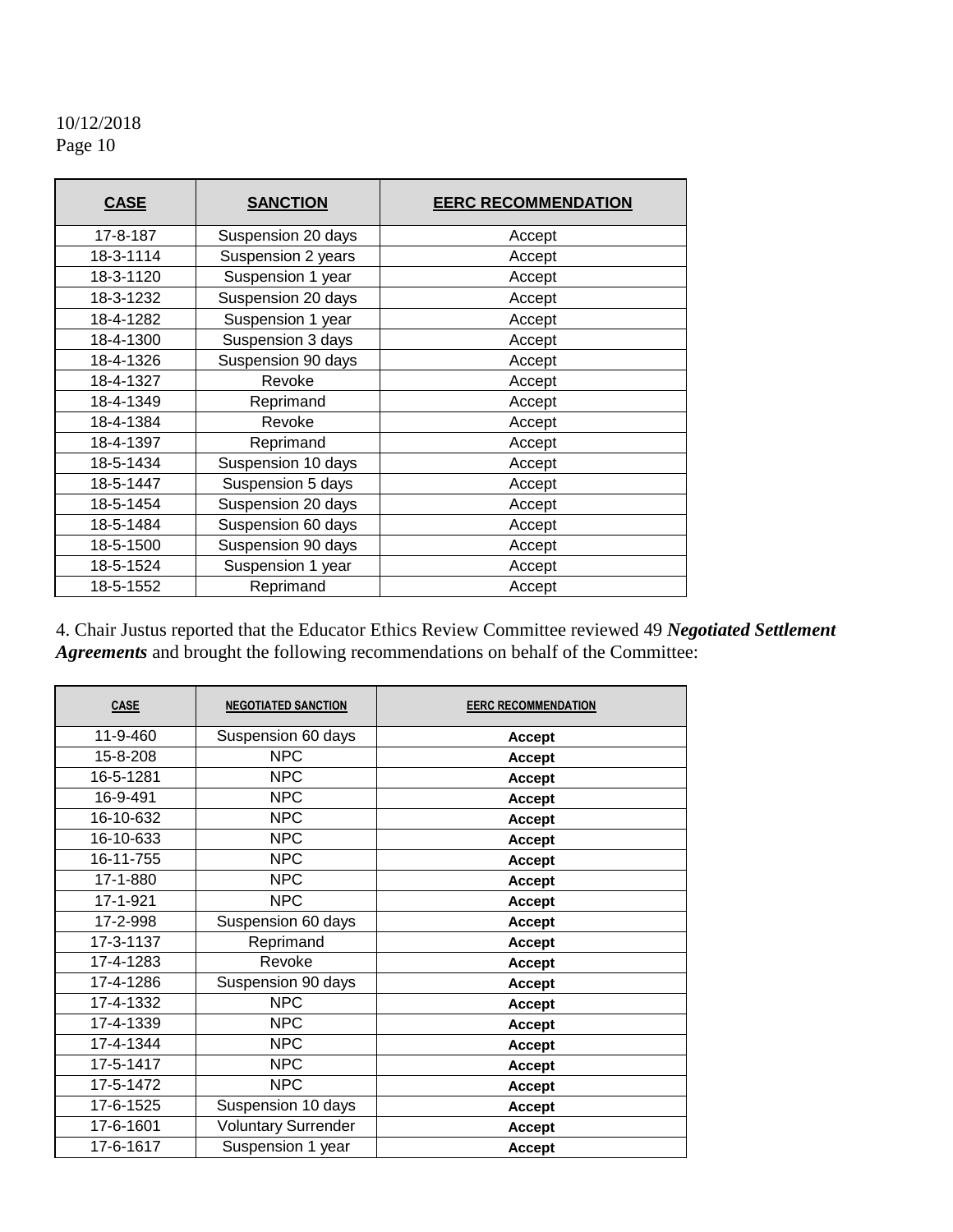| CASE | SANCTION | EERC RECOMMENDATION |
|---|---|---|
| 17-8-187 | Suspension 20 days | Accept |
| 18-3-1114 | Suspension 2 years | Accept |
| 18-3-1120 | Suspension 1 year | Accept |
| 18-3-1232 | Suspension 20 days | Accept |
| 18-4-1282 | Suspension 1 year | Accept |
| 18-4-1300 | Suspension 3 days | Accept |
| 18-4-1326 | Suspension 90 days | Accept |
| 18-4-1327 | Revoke | Accept |
| 18-4-1349 | Reprimand | Accept |
| 18-4-1384 | Revoke | Accept |
| 18-4-1397 | Reprimand | Accept |
| 18-5-1434 | Suspension 10 days | Accept |
| 18-5-1447 | Suspension 5 days | Accept |
| 18-5-1454 | Suspension 20 days | Accept |
| 18-5-1484 | Suspension 60 days | Accept |
| 18-5-1500 | Suspension 90 days | Accept |
| 18-5-1524 | Suspension 1 year | Accept |
| 18-5-1552 | Reprimand | Accept |

4. Chair Justus reported that the Educator Ethics Review Committee reviewed 49 ***Negotiated Settlement Agreements*** and brought the following recommendations on behalf of the Committee:

| CASE | NEGOTIATED SANCTION | EERC RECOMMENDATION |
|---|---|---|
| 11-9-460 | Suspension 60 days | **Accept** |
| 15-8-208 | NPC | **Accept** |
| 16-5-1281 | NPC | **Accept** |
| 16-9-491 | NPC | **Accept** |
| 16-10-632 | NPC | **Accept** |
| 16-10-633 | NPC | **Accept** |
| 16-11-755 | NPC | **Accept** |
| 17-1-880 | NPC | **Accept** |
| 17-1-921 | NPC | **Accept** |
| 17-2-998 | Suspension 60 days | **Accept** |
| 17-3-1137 | Reprimand | **Accept** |
| 17-4-1283 | Revoke | **Accept** |
| 17-4-1286 | Suspension 90 days | **Accept** |
| 17-4-1332 | NPC | **Accept** |
| 17-4-1339 | NPC | **Accept** |
| 17-4-1344 | NPC | **Accept** |
| 17-5-1417 | NPC | **Accept** |
| 17-5-1472 | NPC | **Accept** |
| 17-6-1525 | Suspension 10 days | **Accept** |
| 17-6-1601 | Voluntary Surrender | **Accept** |
| 17-6-1617 | Suspension 1 year | **Accept** |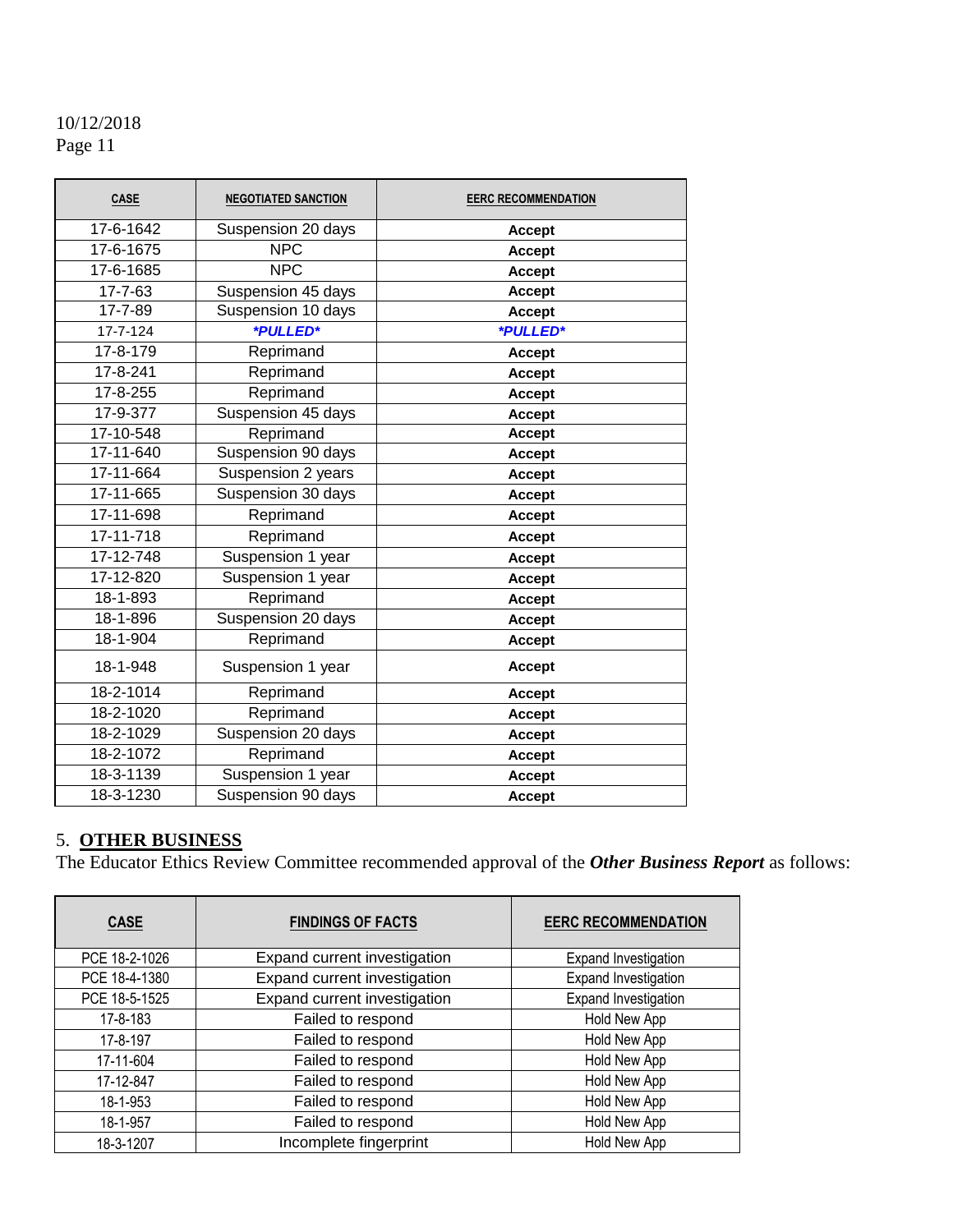| CASE | NEGOTIATED SANCTION | EERC RECOMMENDATION |
|---|---|---|
| 17-6-1642 | Suspension 20 days | **Accept** |
| 17-6-1675 | NPC | **Accept** |
| 17-6-1685 | NPC | **Accept** |
| 17-7-63 | Suspension 45 days | **Accept** |
| 17-7-89 | Suspension 10 days | **Accept** |
| 17-7-124 | ***PULLED*** | ***PULLED*** |
| 17-8-179 | Reprimand | **Accept** |
| 17-8-241 | Reprimand | **Accept** |
| 17-8-255 | Reprimand | **Accept** |
| 17-9-377 | Suspension 45 days | **Accept** |
| 17-10-548 | Reprimand | **Accept** |
| 17-11-640 | Suspension 90 days | **Accept** |
| 17-11-664 | Suspension 2 years | **Accept** |
| 17-11-665 | Suspension 30 days | **Accept** |
| 17-11-698 | Reprimand | **Accept** |
| 17-11-718 | Reprimand | **Accept** |
| 17-12-748 | Suspension 1 year | **Accept** |
| 17-12-820 | Suspension 1 year | **Accept** |
| 18-1-893 | Reprimand | **Accept** |
| 18-1-896 | Suspension 20 days | **Accept** |
| 18-1-904 | Reprimand | **Accept** |
| 18-1-948 | Suspension 1 year | **Accept** |
| 18-2-1014 | Reprimand | **Accept** |
| 18-2-1020 | Reprimand | **Accept** |
| 18-2-1029 | Suspension 20 days | **Accept** |
| 18-2-1072 | Reprimand | **Accept** |
| 18-3-1139 | Suspension 1 year | **Accept** |
| 18-3-1230 | Suspension 90 days | **Accept** |

## 5. OTHER BUSINESS

The Educator Ethics Review Committee recommended approval of the ***Other Business Report*** as follows:

| CASE | FINDINGS OF FACTS | EERC RECOMMENDATION |
|---|---|---|
| PCE 18-2-1026 | Expand current investigation | Expand Investigation |
| PCE 18-4-1380 | Expand current investigation | Expand Investigation |
| PCE 18-5-1525 | Expand current investigation | Expand Investigation |
| 17-8-183 | Failed to respond | Hold New App |
| 17-8-197 | Failed to respond | Hold New App |
| 17-11-604 | Failed to respond | Hold New App |
| 17-12-847 | Failed to respond | Hold New App |
| 18-1-953 | Failed to respond | Hold New App |
| 18-1-957 | Failed to respond | Hold New App |
| 18-3-1207 | Incomplete fingerprint | Hold New App |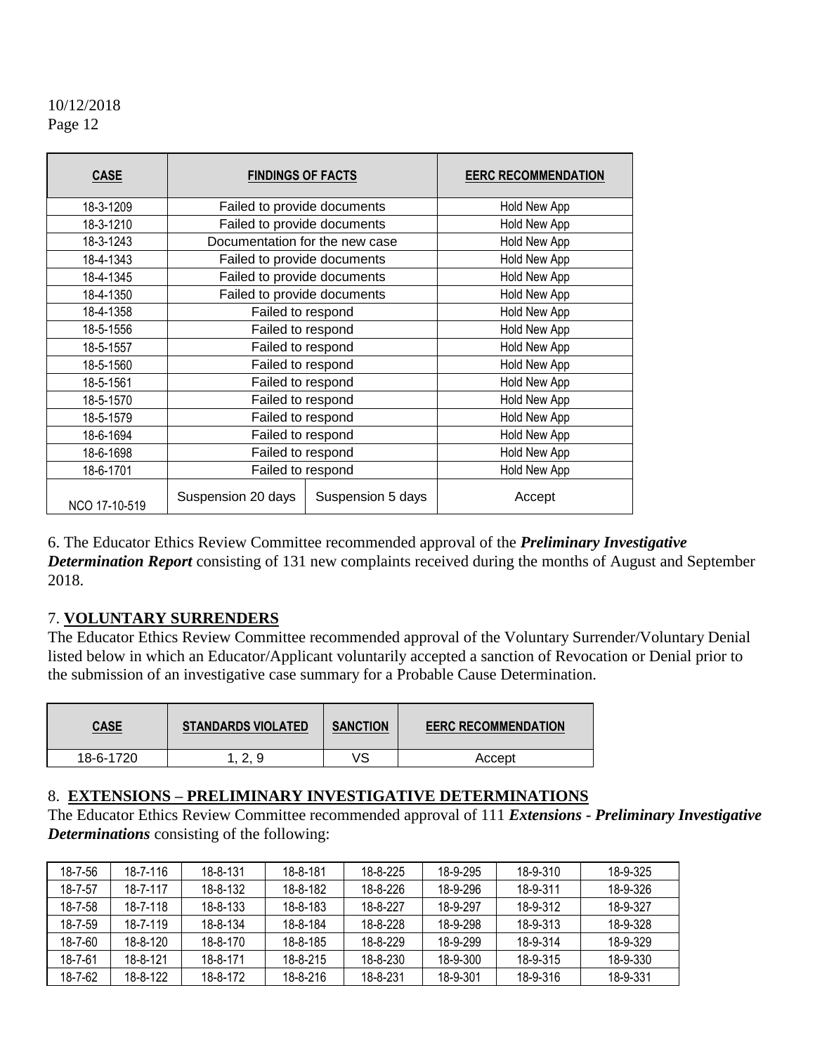10/12/2018
Page 12

| CASE | FINDINGS OF FACTS | | EERC RECOMMENDATION |
|---|---|---|---|
| 18-3-1209 | Failed to provide documents | | Hold New App |
| 18-3-1210 | Failed to provide documents | | Hold New App |
| 18-3-1243 | Documentation for the new case | | Hold New App |
| 18-4-1343 | Failed to provide documents | | Hold New App |
| 18-4-1345 | Failed to provide documents | | Hold New App |
| 18-4-1350 | Failed to provide documents | | Hold New App |
| 18-4-1358 | Failed to respond | | Hold New App |
| 18-5-1556 | Failed to respond | | Hold New App |
| 18-5-1557 | Failed to respond | | Hold New App |
| 18-5-1560 | Failed to respond | | Hold New App |
| 18-5-1561 | Failed to respond | | Hold New App |
| 18-5-1570 | Failed to respond | | Hold New App |
| 18-5-1579 | Failed to respond | | Hold New App |
| 18-6-1694 | Failed to respond | | Hold New App |
| 18-6-1698 | Failed to respond | | Hold New App |
| 18-6-1701 | Failed to respond | | Hold New App |
| NCO 17-10-519 | Suspension 20 days | Suspension 5 days | Accept |

6. The Educator Ethics Review Committee recommended approval of the ***Preliminary Investigative Determination Report*** consisting of 131 new complaints received during the months of August and September 2018.

## 7. VOLUNTARY SURRENDERS

The Educator Ethics Review Committee recommended approval of the Voluntary Surrender/Voluntary Denial listed below in which an Educator/Applicant voluntarily accepted a sanction of Revocation or Denial prior to the submission of an investigative case summary for a Probable Cause Determination.

| CASE | STANDARDS VIOLATED | SANCTION | EERC RECOMMENDATION |
|---|---|---|---|
| 18-6-1720 | 1, 2, 9 | VS | Accept |

## 8. EXTENSIONS – PRELIMINARY INVESTIGATIVE DETERMINATIONS

The Educator Ethics Review Committee recommended approval of 111 ***Extensions - Preliminary Investigative Determinations*** consisting of the following:

| | | | | | | | |
|---|---|---|---|---|---|---|---|
| 18-7-56 | 18-7-116 | 18-8-131 | 18-8-181 | 18-8-225 | 18-9-295 | 18-9-310 | 18-9-325 |
| 18-7-57 | 18-7-117 | 18-8-132 | 18-8-182 | 18-8-226 | 18-9-296 | 18-9-311 | 18-9-326 |
| 18-7-58 | 18-7-118 | 18-8-133 | 18-8-183 | 18-8-227 | 18-9-297 | 18-9-312 | 18-9-327 |
| 18-7-59 | 18-7-119 | 18-8-134 | 18-8-184 | 18-8-228 | 18-9-298 | 18-9-313 | 18-9-328 |
| 18-7-60 | 18-8-120 | 18-8-170 | 18-8-185 | 18-8-229 | 18-9-299 | 18-9-314 | 18-9-329 |
| 18-7-61 | 18-8-121 | 18-8-171 | 18-8-215 | 18-8-230 | 18-9-300 | 18-9-315 | 18-9-330 |
| 18-7-62 | 18-8-122 | 18-8-172 | 18-8-216 | 18-8-231 | 18-9-301 | 18-9-316 | 18-9-331 |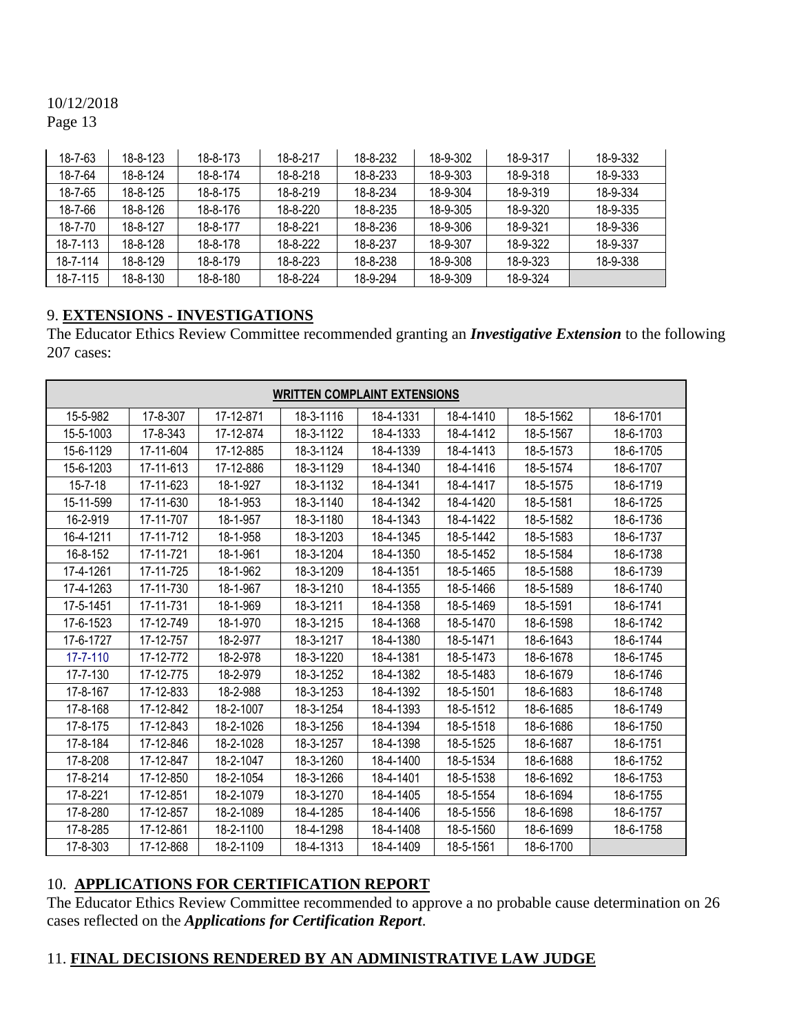| 18-7-63 | 18-8-123 | 18-8-173 | 18-8-217 | 18-8-232 | 18-9-302 | 18-9-317 | 18-9-332 |
|---|---|---|---|---|---|---|---|
| 18-7-64 | 18-8-124 | 18-8-174 | 18-8-218 | 18-8-233 | 18-9-303 | 18-9-318 | 18-9-333 |
| 18-7-65 | 18-8-125 | 18-8-175 | 18-8-219 | 18-8-234 | 18-9-304 | 18-9-319 | 18-9-334 |
| 18-7-66 | 18-8-126 | 18-8-176 | 18-8-220 | 18-8-235 | 18-9-305 | 18-9-320 | 18-9-335 |
| 18-7-70 | 18-8-127 | 18-8-177 | 18-8-221 | 18-8-236 | 18-9-306 | 18-9-321 | 18-9-336 |
| 18-7-113 | 18-8-128 | 18-8-178 | 18-8-222 | 18-8-237 | 18-9-307 | 18-9-322 | 18-9-337 |
| 18-7-114 | 18-8-129 | 18-8-179 | 18-8-223 | 18-8-238 | 18-9-308 | 18-9-323 | 18-9-338 |
| 18-7-115 | 18-8-130 | 18-8-180 | 18-8-224 | 18-9-294 | 18-9-309 | 18-9-324 | |

## 9. EXTENSIONS - INVESTIGATIONS

The Educator Ethics Review Committee recommended granting an ***Investigative Extension*** to the following 207 cases:

| WRITTEN COMPLAINT EXTENSIONS | | | | | | | |
|---|---|---|---|---|---|---|---|
| 15-5-982 | 17-8-307 | 17-12-871 | 18-3-1116 | 18-4-1331 | 18-4-1410 | 18-5-1562 | 18-6-1701 |
| 15-5-1003 | 17-8-343 | 17-12-874 | 18-3-1122 | 18-4-1333 | 18-4-1412 | 18-5-1567 | 18-6-1703 |
| 15-6-1129 | 17-11-604 | 17-12-885 | 18-3-1124 | 18-4-1339 | 18-4-1413 | 18-5-1573 | 18-6-1705 |
| 15-6-1203 | 17-11-613 | 17-12-886 | 18-3-1129 | 18-4-1340 | 18-4-1416 | 18-5-1574 | 18-6-1707 |
| 15-7-18 | 17-11-623 | 18-1-927 | 18-3-1132 | 18-4-1341 | 18-4-1417 | 18-5-1575 | 18-6-1719 |
| 15-11-599 | 17-11-630 | 18-1-953 | 18-3-1140 | 18-4-1342 | 18-4-1420 | 18-5-1581 | 18-6-1725 |
| 16-2-919 | 17-11-707 | 18-1-957 | 18-3-1180 | 18-4-1343 | 18-4-1422 | 18-5-1582 | 18-6-1736 |
| 16-4-1211 | 17-11-712 | 18-1-958 | 18-3-1203 | 18-4-1345 | 18-5-1442 | 18-5-1583 | 18-6-1737 |
| 16-8-152 | 17-11-721 | 18-1-961 | 18-3-1204 | 18-4-1350 | 18-5-1452 | 18-5-1584 | 18-6-1738 |
| 17-4-1261 | 17-11-725 | 18-1-962 | 18-3-1209 | 18-4-1351 | 18-5-1465 | 18-5-1588 | 18-6-1739 |
| 17-4-1263 | 17-11-730 | 18-1-967 | 18-3-1210 | 18-4-1355 | 18-5-1466 | 18-5-1589 | 18-6-1740 |
| 17-5-1451 | 17-11-731 | 18-1-969 | 18-3-1211 | 18-4-1358 | 18-5-1469 | 18-5-1591 | 18-6-1741 |
| 17-6-1523 | 17-12-749 | 18-1-970 | 18-3-1215 | 18-4-1368 | 18-5-1470 | 18-6-1598 | 18-6-1742 |
| 17-6-1727 | 17-12-757 | 18-2-977 | 18-3-1217 | 18-4-1380 | 18-5-1471 | 18-6-1643 | 18-6-1744 |
| 17-7-110 | 17-12-772 | 18-2-978 | 18-3-1220 | 18-4-1381 | 18-5-1473 | 18-6-1678 | 18-6-1745 |
| 17-7-130 | 17-12-775 | 18-2-979 | 18-3-1252 | 18-4-1382 | 18-5-1483 | 18-6-1679 | 18-6-1746 |
| 17-8-167 | 17-12-833 | 18-2-988 | 18-3-1253 | 18-4-1392 | 18-5-1501 | 18-6-1683 | 18-6-1748 |
| 17-8-168 | 17-12-842 | 18-2-1007 | 18-3-1254 | 18-4-1393 | 18-5-1512 | 18-6-1685 | 18-6-1749 |
| 17-8-175 | 17-12-843 | 18-2-1026 | 18-3-1256 | 18-4-1394 | 18-5-1518 | 18-6-1686 | 18-6-1750 |
| 17-8-184 | 17-12-846 | 18-2-1028 | 18-3-1257 | 18-4-1398 | 18-5-1525 | 18-6-1687 | 18-6-1751 |
| 17-8-208 | 17-12-847 | 18-2-1047 | 18-3-1260 | 18-4-1400 | 18-5-1534 | 18-6-1688 | 18-6-1752 |
| 17-8-214 | 17-12-850 | 18-2-1054 | 18-3-1266 | 18-4-1401 | 18-5-1538 | 18-6-1692 | 18-6-1753 |
| 17-8-221 | 17-12-851 | 18-2-1079 | 18-3-1270 | 18-4-1405 | 18-5-1554 | 18-6-1694 | 18-6-1755 |
| 17-8-280 | 17-12-857 | 18-2-1089 | 18-4-1285 | 18-4-1406 | 18-5-1556 | 18-6-1698 | 18-6-1757 |
| 17-8-285 | 17-12-861 | 18-2-1100 | 18-4-1298 | 18-4-1408 | 18-5-1560 | 18-6-1699 | 18-6-1758 |
| 17-8-303 | 17-12-868 | 18-2-1109 | 18-4-1313 | 18-4-1409 | 18-5-1561 | 18-6-1700 | |

## 10. APPLICATIONS FOR CERTIFICATION REPORT

The Educator Ethics Review Committee recommended to approve a no probable cause determination on 26 cases reflected on the ***Applications for Certification Report***.

## 11. FINAL DECISIONS RENDERED BY AN ADMINISTRATIVE LAW JUDGE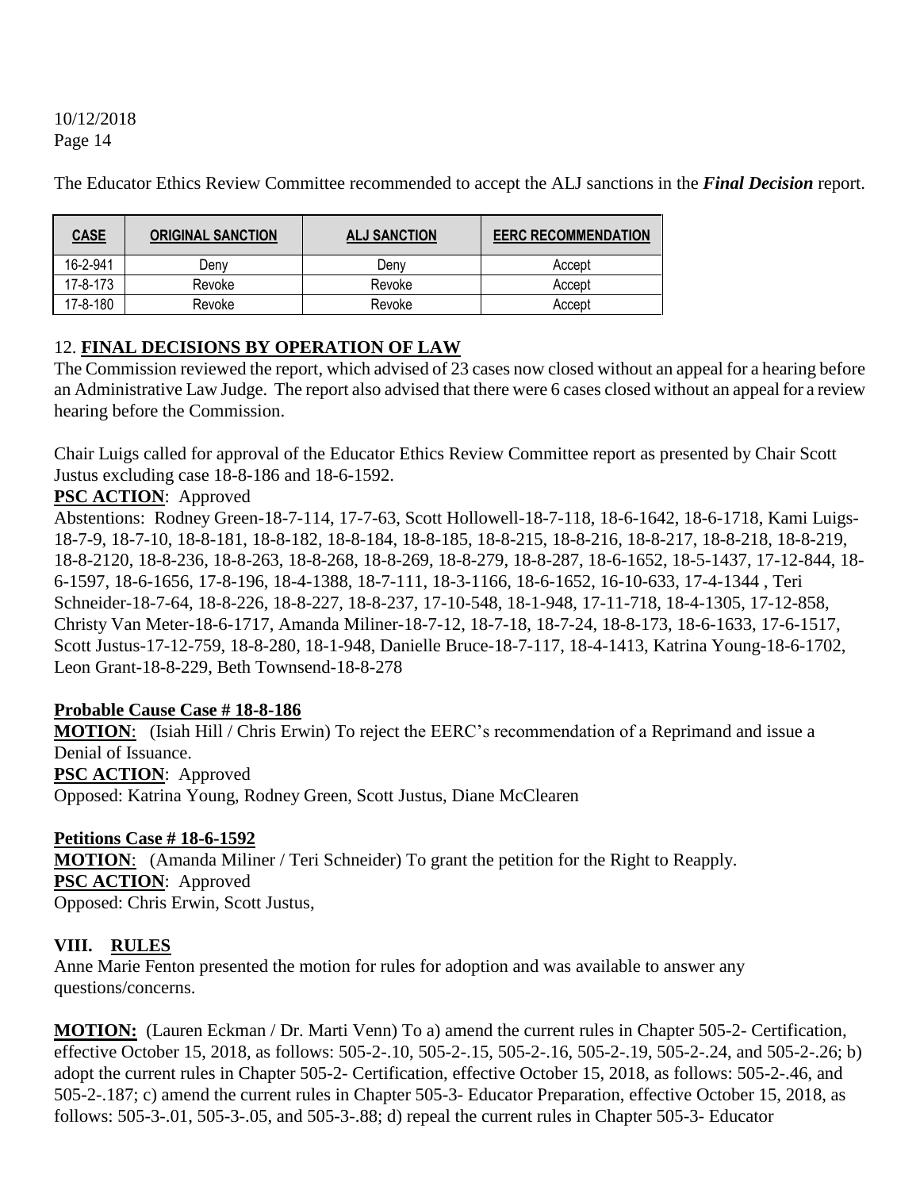The Educator Ethics Review Committee recommended to accept the ALJ sanctions in the ***Final Decision*** report.

| CASE | ORIGINAL SANCTION | ALJ SANCTION | EERC RECOMMENDATION |
|---|---|---|---|
| 16-2-941 | Deny | Deny | Accept |
| 17-8-173 | Revoke | Revoke | Accept |
| 17-8-180 | Revoke | Revoke | Accept |

12. **FINAL DECISIONS BY OPERATION OF LAW**

The Commission reviewed the report, which advised of 23 cases now closed without an appeal for a hearing before an Administrative Law Judge. The report also advised that there were 6 cases closed without an appeal for a review hearing before the Commission.

Chair Luigs called for approval of the Educator Ethics Review Committee report as presented by Chair Scott Justus excluding case 18-8-186 and 18-6-1592.

**PSC ACTION**: Approved

Abstentions: Rodney Green-18-7-114, 17-7-63, Scott Hollowell-18-7-118, 18-6-1642, 18-6-1718, Kami Luigs-18-7-9, 18-7-10, 18-8-181, 18-8-182, 18-8-184, 18-8-185, 18-8-215, 18-8-216, 18-8-217, 18-8-218, 18-8-219, 18-8-2120, 18-8-236, 18-8-263, 18-8-268, 18-8-269, 18-8-279, 18-8-287, 18-6-1652, 18-5-1437, 17-12-844, 18-6-1597, 18-6-1656, 17-8-196, 18-4-1388, 18-7-111, 18-3-1166, 18-6-1652, 16-10-633, 17-4-1344 , Teri Schneider-18-7-64, 18-8-226, 18-8-227, 18-8-237, 17-10-548, 18-1-948, 17-11-718, 18-4-1305, 17-12-858, Christy Van Meter-18-6-1717, Amanda Miliner-18-7-12, 18-7-18, 18-7-24, 18-8-173, 18-6-1633, 17-6-1517, Scott Justus-17-12-759, 18-8-280, 18-1-948, Danielle Bruce-18-7-117, 18-4-1413, Katrina Young-18-6-1702, Leon Grant-18-8-229, Beth Townsend-18-8-278

**Probable Cause Case # 18-8-186**

**MOTION**: (Isiah Hill / Chris Erwin) To reject the EERC's recommendation of a Reprimand and issue a Denial of Issuance.

**PSC ACTION**: Approved

Opposed: Katrina Young, Rodney Green, Scott Justus, Diane McClearen

**Petitions Case # 18-6-1592**

**MOTION**: (Amanda Miliner / Teri Schneider) To grant the petition for the Right to Reapply.

**PSC ACTION**: Approved

Opposed: Chris Erwin, Scott Justus,

## VIII. RULES

Anne Marie Fenton presented the motion for rules for adoption and was available to answer any questions/concerns.

**MOTION:** (Lauren Eckman / Dr. Marti Venn) To a) amend the current rules in Chapter 505-2- Certification, effective October 15, 2018, as follows: 505-2-.10, 505-2-.15, 505-2-.16, 505-2-.19, 505-2-.24, and 505-2-.26; b) adopt the current rules in Chapter 505-2- Certification, effective October 15, 2018, as follows: 505-2-.46, and 505-2-.187; c) amend the current rules in Chapter 505-3- Educator Preparation, effective October 15, 2018, as follows: 505-3-.01, 505-3-.05, and 505-3-.88; d) repeal the current rules in Chapter 505-3- Educator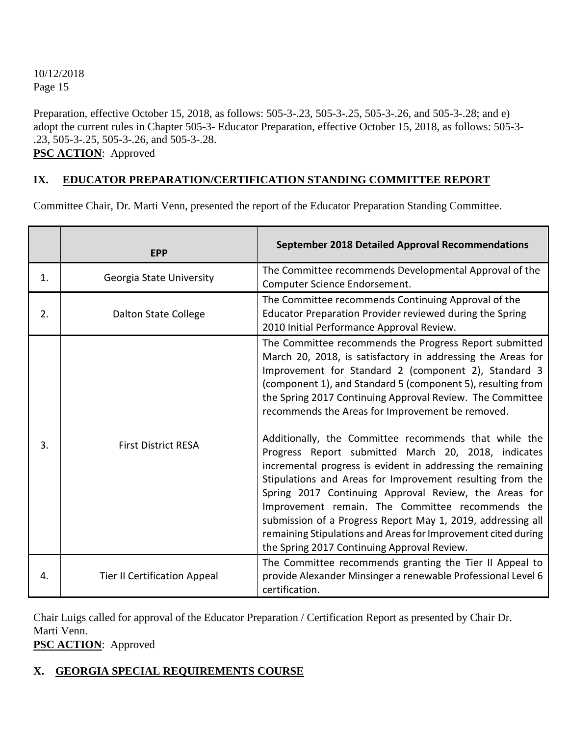Preparation, effective October 15, 2018, as follows: 505-3-.23, 505-3-.25, 505-3-.26, and 505-3-.28; and e) adopt the current rules in Chapter 505-3- Educator Preparation, effective October 15, 2018, as follows: 505-3-.23, 505-3-.25, 505-3-.26, and 505-3-.28.

**PSC ACTION**: Approved

## IX. EDUCATOR PREPARATION/CERTIFICATION STANDING COMMITTEE REPORT

Committee Chair, Dr. Marti Venn, presented the report of the Educator Preparation Standing Committee.

| | EPP | September 2018 Detailed Approval Recommendations |
|---|---|---|
| 1. | Georgia State University | The Committee recommends Developmental Approval of the Computer Science Endorsement. |
| 2. | Dalton State College | The Committee recommends Continuing Approval of the Educator Preparation Provider reviewed during the Spring 2010 Initial Performance Approval Review. |
| 3. | First District RESA | The Committee recommends the Progress Report submitted March 20, 2018, is satisfactory in addressing the Areas for Improvement for Standard 2 (component 2), Standard 3 (component 1), and Standard 5 (component 5), resulting from the Spring 2017 Continuing Approval Review. The Committee recommends the Areas for Improvement be removed.<br><br>Additionally, the Committee recommends that while the Progress Report submitted March 20, 2018, indicates incremental progress is evident in addressing the remaining Stipulations and Areas for Improvement resulting from the Spring 2017 Continuing Approval Review, the Areas for Improvement remain. The Committee recommends the submission of a Progress Report May 1, 2019, addressing all remaining Stipulations and Areas for Improvement cited during the Spring 2017 Continuing Approval Review. |
| 4. | Tier II Certification Appeal | The Committee recommends granting the Tier II Appeal to provide Alexander Minsinger a renewable Professional Level 6 certification. |

Chair Luigs called for approval of the Educator Preparation / Certification Report as presented by Chair Dr. Marti Venn.

**PSC ACTION**: Approved

## X. GEORGIA SPECIAL REQUIREMENTS COURSE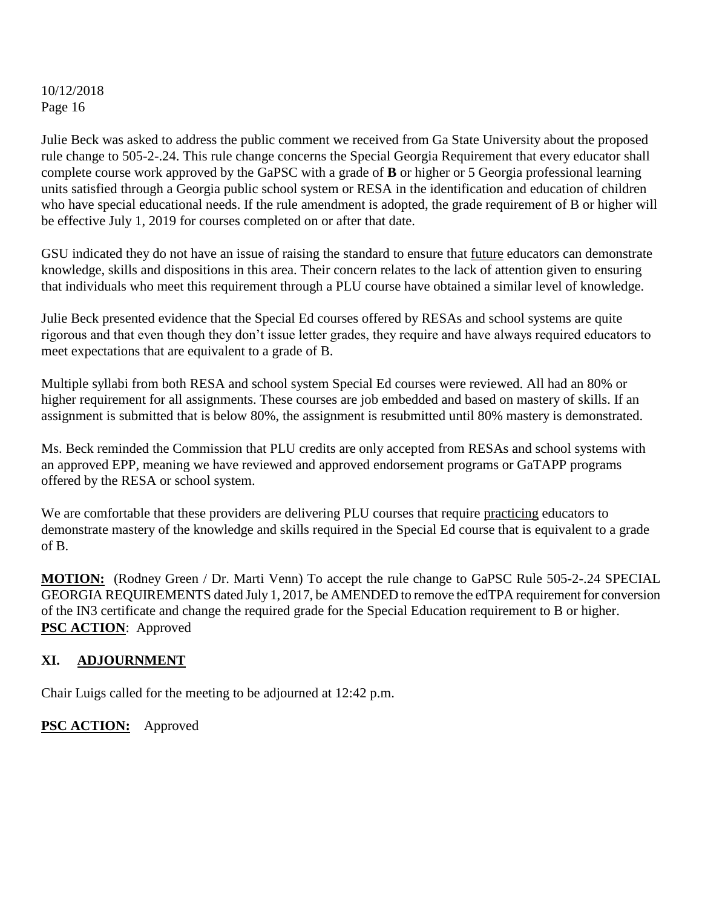Julie Beck was asked to address the public comment we received from Ga State University about the proposed rule change to 505-2-.24. This rule change concerns the Special Georgia Requirement that every educator shall complete course work approved by the GaPSC with a grade of **B** or higher or 5 Georgia professional learning units satisfied through a Georgia public school system or RESA in the identification and education of children who have special educational needs. If the rule amendment is adopted, the grade requirement of B or higher will be effective July 1, 2019 for courses completed on or after that date.

GSU indicated they do not have an issue of raising the standard to ensure that future educators can demonstrate knowledge, skills and dispositions in this area. Their concern relates to the lack of attention given to ensuring that individuals who meet this requirement through a PLU course have obtained a similar level of knowledge.

Julie Beck presented evidence that the Special Ed courses offered by RESAs and school systems are quite rigorous and that even though they don't issue letter grades, they require and have always required educators to meet expectations that are equivalent to a grade of B.

Multiple syllabi from both RESA and school system Special Ed courses were reviewed. All had an 80% or higher requirement for all assignments. These courses are job embedded and based on mastery of skills. If an assignment is submitted that is below 80%, the assignment is resubmitted until 80% mastery is demonstrated.

Ms. Beck reminded the Commission that PLU credits are only accepted from RESAs and school systems with an approved EPP, meaning we have reviewed and approved endorsement programs or GaTAPP programs offered by the RESA or school system.

We are comfortable that these providers are delivering PLU courses that require practicing educators to demonstrate mastery of the knowledge and skills required in the Special Ed course that is equivalent to a grade of B.

**MOTION:** (Rodney Green / Dr. Marti Venn) To accept the rule change to GaPSC Rule 505-2-.24 SPECIAL GEORGIA REQUIREMENTS dated July 1, 2017, be AMENDED to remove the edTPA requirement for conversion of the IN3 certificate and change the required grade for the Special Education requirement to B or higher.
**PSC ACTION**: Approved

## XI. ADJOURNMENT

Chair Luigs called for the meeting to be adjourned at 12:42 p.m.

**PSC ACTION:** Approved